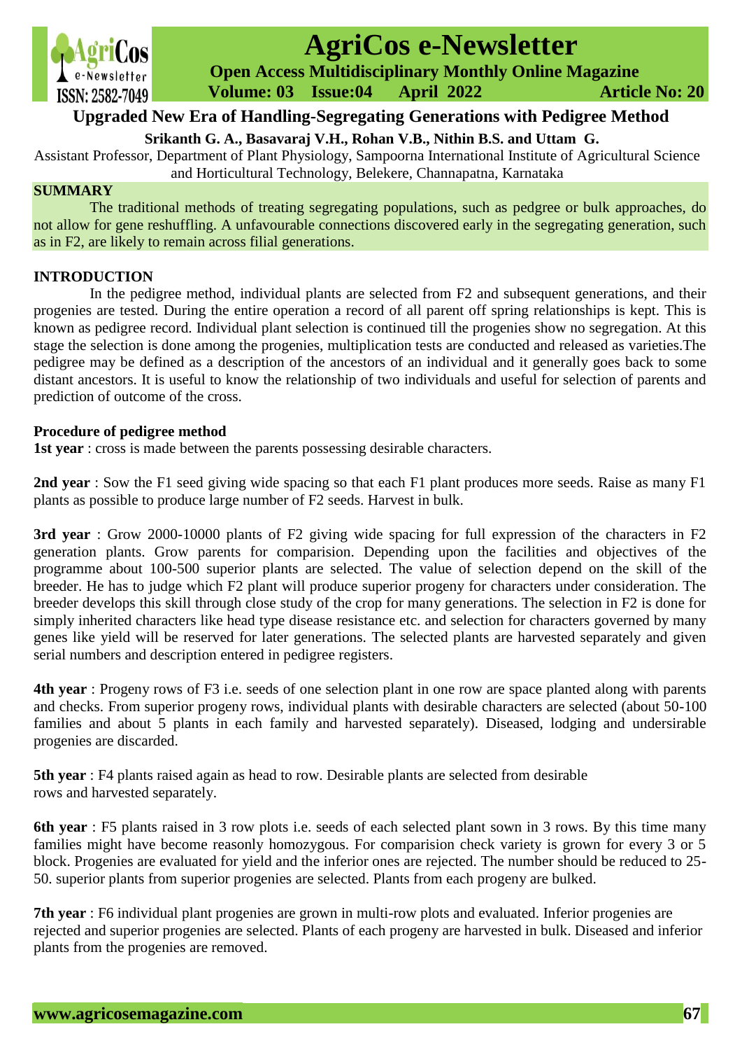# Upgraded New Era of Handling-Segregating Generations with Pedigree Method

**Srikanth G. A., Basavaraj V.H., Rohan V.B., Nithin B.S. and Uttam G.**

Assistant Professor, Department of Plant Physiology, Sampoorna International Institute of Agricultural Science and Horticultural Technology, Belekere, Channapatna, Karnataka

## SUMMARY

The traditional methods of treating segregating populations, such as pedgree or bulk approaches, do not allow for gene reshuffling. A unfavourable connections discovered early in the segregating generation, such as in F2, are likely to remain across filial generations.

## INTRODUCTION

In the pedigree method, individual plants are selected from F2 and subsequent generations, and their progenies are tested. During the entire operation a record of all parent off spring relationships is kept. This is known as pedigree record. Individual plant selection is continued till the progenies show no segregation. At this stage the selection is done among the progenies, multiplication tests are conducted and released as varieties.The pedigree may be defined as a description of the ancestors of an individual and it generally goes back to some distant ancestors. It is useful to know the relationship of two individuals and useful for selection of parents and prediction of outcome of the cross.

### Procedure of pedigree method

**1st year** : cross is made between the parents possessing desirable characters.

**2nd year** : Sow the F1 seed giving wide spacing so that each F1 plant produces more seeds. Raise as many F1 plants as possible to produce large number of F2 seeds. Harvest in bulk.

**3rd year** : Grow 2000-10000 plants of F2 giving wide spacing for full expression of the characters in F2 generation plants. Grow parents for comparision. Depending upon the facilities and objectives of the programme about 100-500 superior plants are selected. The value of selection depend on the skill of the breeder. He has to judge which F2 plant will produce superior progeny for characters under consideration. The breeder develops this skill through close study of the crop for many generations. The selection in F2 is done for simply inherited characters like head type disease resistance etc. and selection for characters governed by many genes like yield will be reserved for later generations. The selected plants are harvested separately and given serial numbers and description entered in pedigree registers.

**4th year** : Progeny rows of F3 i.e. seeds of one selection plant in one row are space planted along with parents and checks. From superior progeny rows, individual plants with desirable characters are selected (about 50-100 families and about 5 plants in each family and harvested separately). Diseased, lodging and undersirable progenies are discarded.

**5th year** : F4 plants raised again as head to row. Desirable plants are selected from desirable rows and harvested separately.

**6th year** : F5 plants raised in 3 row plots i.e. seeds of each selected plant sown in 3 rows. By this time many families might have become reasonly homozygous. For comparision check variety is grown for every 3 or 5 block. Progenies are evaluated for yield and the inferior ones are rejected. The number should be reduced to 25-50. superior plants from superior progenies are selected. Plants from each progeny are bulked.

**7th year** : F6 individual plant progenies are grown in multi-row plots and evaluated. Inferior progenies are rejected and superior progenies are selected. Plants of each progeny are harvested in bulk. Diseased and inferior plants from the progenies are removed.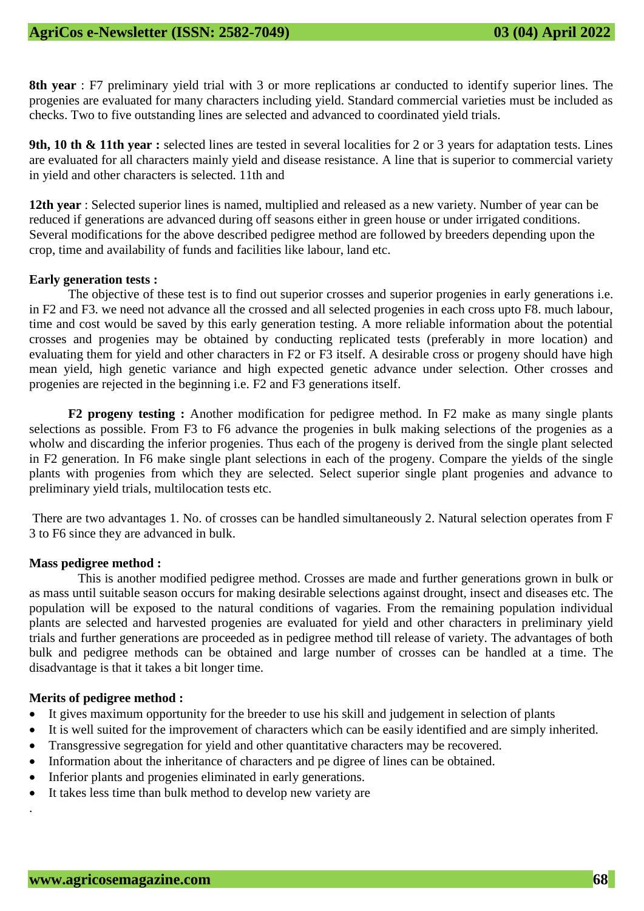**8th year** : F7 preliminary yield trial with 3 or more replications ar conducted to identify superior lines. The progenies are evaluated for many characters including yield. Standard commercial varieties must be included as checks. Two to five outstanding lines are selected and advanced to coordinated yield trials.

**9th, 10 th & 11th year :** selected lines are tested in several localities for 2 or 3 years for adaptation tests. Lines are evaluated for all characters mainly yield and disease resistance. A line that is superior to commercial variety in yield and other characters is selected. 11th and

**12th year** : Selected superior lines is named, multiplied and released as a new variety. Number of year can be reduced if generations are advanced during off seasons either in green house or under irrigated conditions. Several modifications for the above described pedigree method are followed by breeders depending upon the crop, time and availability of funds and facilities like labour, land etc.

**Early generation tests :**

The objective of these test is to find out superior crosses and superior progenies in early generations i.e. in F2 and F3. we need not advance all the crossed and all selected progenies in each cross upto F8. much labour, time and cost would be saved by this early generation testing. A more reliable information about the potential crosses and progenies may be obtained by conducting replicated tests (preferably in more location) and evaluating them for yield and other characters in F2 or F3 itself. A desirable cross or progeny should have high mean yield, high genetic variance and high expected genetic advance under selection. Other crosses and progenies are rejected in the beginning i.e. F2 and F3 generations itself.

**F2 progeny testing :** Another modification for pedigree method. In F2 make as many single plants selections as possible. From F3 to F6 advance the progenies in bulk making selections of the progenies as a wholw and discarding the inferior progenies. Thus each of the progeny is derived from the single plant selected in F2 generation. In F6 make single plant selections in each of the progeny. Compare the yields of the single plants with progenies from which they are selected. Select superior single plant progenies and advance to preliminary yield trials, multilocation tests etc.

There are two advantages 1. No. of crosses can be handled simultaneously 2. Natural selection operates from F 3 to F6 since they are advanced in bulk.

**Mass pedigree method :**

This is another modified pedigree method. Crosses are made and further generations grown in bulk or as mass until suitable season occurs for making desirable selections against drought, insect and diseases etc. The population will be exposed to the natural conditions of vagaries. From the remaining population individual plants are selected and harvested progenies are evaluated for yield and other characters in preliminary yield trials and further generations are proceeded as in pedigree method till release of variety. The advantages of both bulk and pedigree methods can be obtained and large number of crosses can be handled at a time. The disadvantage is that it takes a bit longer time.

**Merits of pedigree method :**

- It gives maximum opportunity for the breeder to use his skill and judgement in selection of plants
- It is well suited for the improvement of characters which can be easily identified and are simply inherited.
- Transgressive segregation for yield and other quantitative characters may be recovered.
- Information about the inheritance of characters and pe digree of lines can be obtained.
- Inferior plants and progenies eliminated in early generations.
- It takes less time than bulk method to develop new variety are

.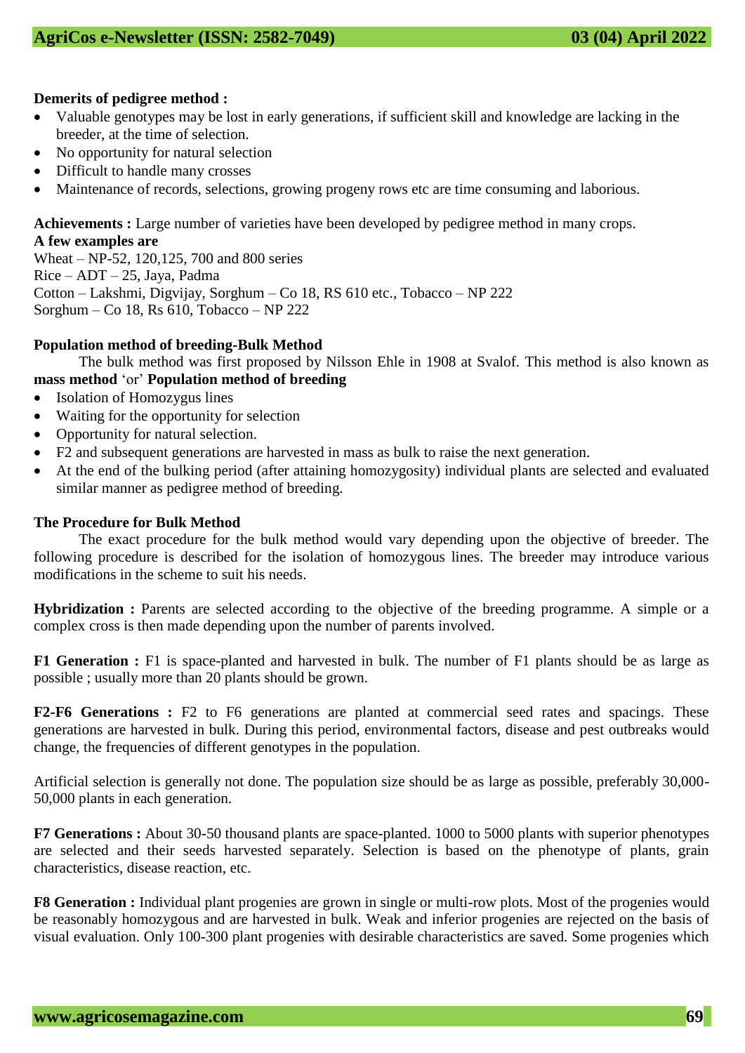**Demerits of pedigree method :**

- Valuable genotypes may be lost in early generations, if sufficient skill and knowledge are lacking in the breeder, at the time of selection.
- No opportunity for natural selection
- Difficult to handle many crosses
- Maintenance of records, selections, growing progeny rows etc are time consuming and laborious.

**Achievements :** Large number of varieties have been developed by pedigree method in many crops.

**A few examples are**

Wheat – NP-52, 120,125, 700 and 800 series
Rice – ADT – 25, Jaya, Padma
Cotton – Lakshmi, Digvijay, Sorghum – Co 18, RS 610 etc., Tobacco – NP 222
Sorghum – Co 18, Rs 610, Tobacco – NP 222

**Population method of breeding-Bulk Method**

The bulk method was first proposed by Nilsson Ehle in 1908 at Svalof. This method is also known as **mass method** 'or' **Population method of breeding**

- Isolation of Homozygus lines
- Waiting for the opportunity for selection
- Opportunity for natural selection.
- F2 and subsequent generations are harvested in mass as bulk to raise the next generation.
- At the end of the bulking period (after attaining homozygosity) individual plants are selected and evaluated similar manner as pedigree method of breeding.

**The Procedure for Bulk Method**

The exact procedure for the bulk method would vary depending upon the objective of breeder. The following procedure is described for the isolation of homozygous lines. The breeder may introduce various modifications in the scheme to suit his needs.

**Hybridization :** Parents are selected according to the objective of the breeding programme. A simple or a complex cross is then made depending upon the number of parents involved.

**F1 Generation :** F1 is space-planted and harvested in bulk. The number of F1 plants should be as large as possible ; usually more than 20 plants should be grown.

**F2-F6 Generations :** F2 to F6 generations are planted at commercial seed rates and spacings. These generations are harvested in bulk. During this period, environmental factors, disease and pest outbreaks would change, the frequencies of different genotypes in the population.

Artificial selection is generally not done. The population size should be as large as possible, preferably 30,000-50,000 plants in each generation.

**F7 Generations :** About 30-50 thousand plants are space-planted. 1000 to 5000 plants with superior phenotypes are selected and their seeds harvested separately. Selection is based on the phenotype of plants, grain characteristics, disease reaction, etc.

**F8 Generation :** Individual plant progenies are grown in single or multi-row plots. Most of the progenies would be reasonably homozygous and are harvested in bulk. Weak and inferior progenies are rejected on the basis of visual evaluation. Only 100-300 plant progenies with desirable characteristics are saved. Some progenies which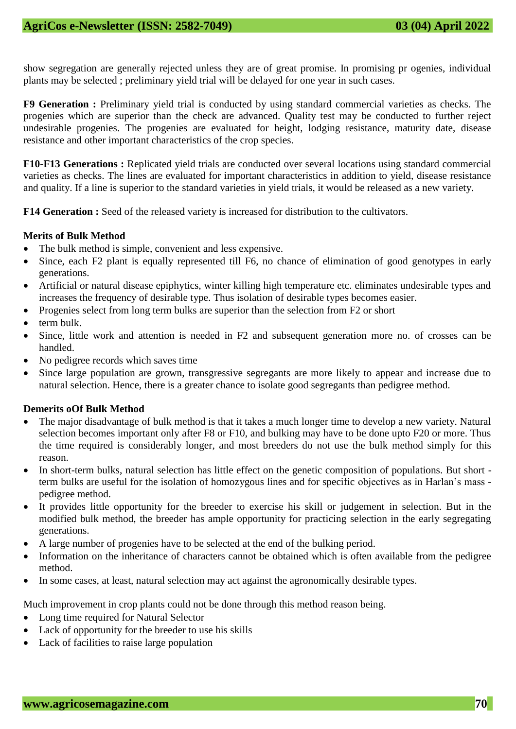show segregation are generally rejected unless they are of great promise. In promising pr ogenies, individual plants may be selected ; preliminary yield trial will be delayed for one year in such cases.

**F9 Generation :** Preliminary yield trial is conducted by using standard commercial varieties as checks. The progenies which are superior than the check are advanced. Quality test may be conducted to further reject undesirable progenies. The progenies are evaluated for height, lodging resistance, maturity date, disease resistance and other important characteristics of the crop species.

**F10-F13 Generations :** Replicated yield trials are conducted over several locations using standard commercial varieties as checks. The lines are evaluated for important characteristics in addition to yield, disease resistance and quality. If a line is superior to the standard varieties in yield trials, it would be released as a new variety.

**F14 Generation :** Seed of the released variety is increased for distribution to the cultivators.

**Merits of Bulk Method**

- The bulk method is simple, convenient and less expensive.
- Since, each F2 plant is equally represented till F6, no chance of elimination of good genotypes in early generations.
- Artificial or natural disease epiphytics, winter killing high temperature etc. eliminates undesirable types and increases the frequency of desirable type. Thus isolation of desirable types becomes easier.
- Progenies select from long term bulks are superior than the selection from F2 or short
- term bulk.
- Since, little work and attention is needed in F2 and subsequent generation more no. of crosses can be handled.
- No pedigree records which saves time
- Since large population are grown, transgressive segregants are more likely to appear and increase due to natural selection. Hence, there is a greater chance to isolate good segregants than pedigree method.

**Demerits oOf Bulk Method**

- The major disadvantage of bulk method is that it takes a much longer time to develop a new variety. Natural selection becomes important only after F8 or F10, and bulking may have to be done upto F20 or more. Thus the time required is considerably longer, and most breeders do not use the bulk method simply for this reason.
- In short-term bulks, natural selection has little effect on the genetic composition of populations. But short - term bulks are useful for the isolation of homozygous lines and for specific objectives as in Harlan's mass - pedigree method.
- It provides little opportunity for the breeder to exercise his skill or judgement in selection. But in the modified bulk method, the breeder has ample opportunity for practicing selection in the early segregating generations.
- A large number of progenies have to be selected at the end of the bulking period.
- Information on the inheritance of characters cannot be obtained which is often available from the pedigree method.
- In some cases, at least, natural selection may act against the agronomically desirable types.

Much improvement in crop plants could not be done through this method reason being.

- Long time required for Natural Selector
- Lack of opportunity for the breeder to use his skills
- Lack of facilities to raise large population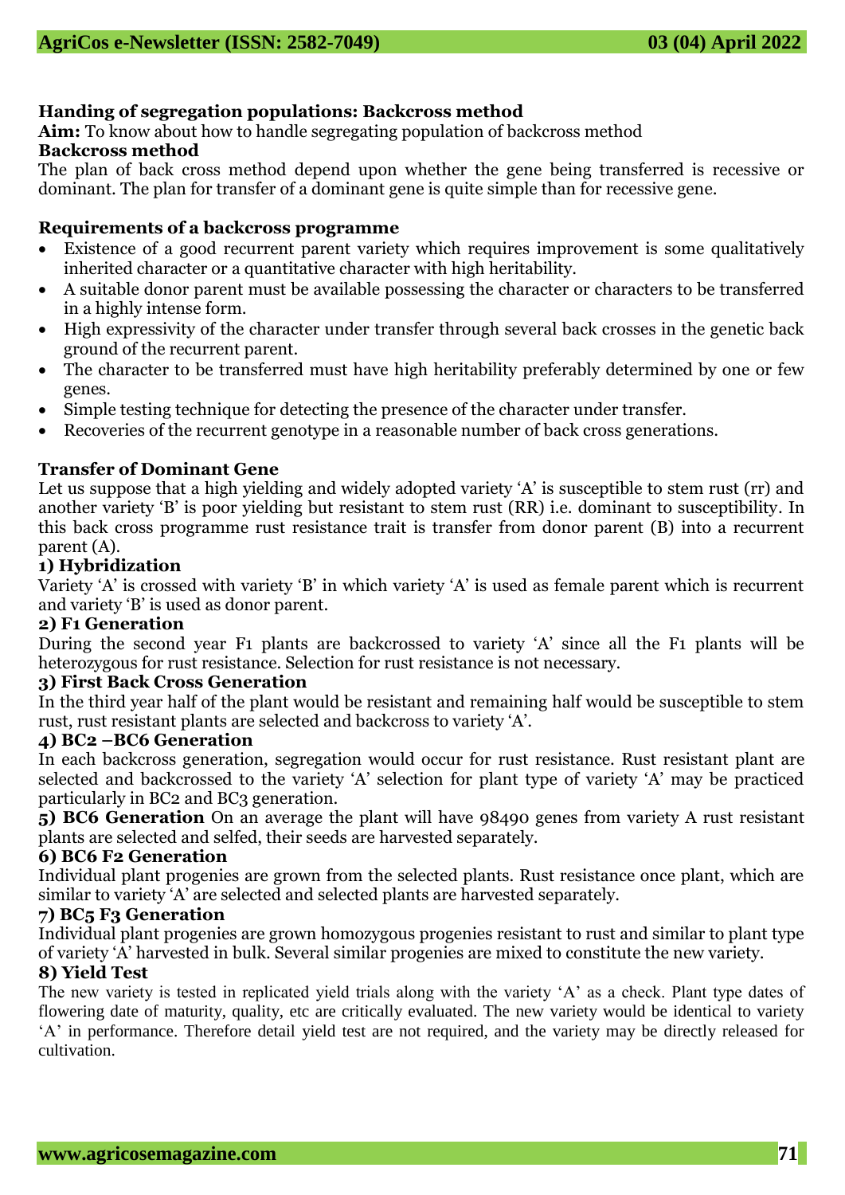## Handing of segregation populations: Backcross method

**Aim:** To know about how to handle segregating population of backcross method

### Backcross method

The plan of back cross method depend upon whether the gene being transferred is recessive or dominant. The plan for transfer of a dominant gene is quite simple than for recessive gene.

### Requirements of a backcross programme

- Existence of a good recurrent parent variety which requires improvement is some qualitatively inherited character or a quantitative character with high heritability.
- A suitable donor parent must be available possessing the character or characters to be transferred in a highly intense form.
- High expressivity of the character under transfer through several back crosses in the genetic back ground of the recurrent parent.
- The character to be transferred must have high heritability preferably determined by one or few genes.
- Simple testing technique for detecting the presence of the character under transfer.
- Recoveries of the recurrent genotype in a reasonable number of back cross generations.

### Transfer of Dominant Gene

Let us suppose that a high yielding and widely adopted variety 'A' is susceptible to stem rust (rr) and another variety 'B' is poor yielding but resistant to stem rust (RR) i.e. dominant to susceptibility. In this back cross programme rust resistance trait is transfer from donor parent (B) into a recurrent parent (A).

**1) Hybridization**

Variety 'A' is crossed with variety 'B' in which variety 'A' is used as female parent which is recurrent and variety 'B' is used as donor parent.

**2) F1 Generation**

During the second year F1 plants are backcrossed to variety 'A' since all the F1 plants will be heterozygous for rust resistance. Selection for rust resistance is not necessary.

**3) First Back Cross Generation**

In the third year half of the plant would be resistant and remaining half would be susceptible to stem rust, rust resistant plants are selected and backcross to variety 'A'.

**4) BC2 –BC6 Generation**

In each backcross generation, segregation would occur for rust resistance. Rust resistant plant are selected and backcrossed to the variety 'A' selection for plant type of variety 'A' may be practiced particularly in BC2 and BC3 generation.

**5) BC6 Generation** On an average the plant will have 98490 genes from variety A rust resistant plants are selected and selfed, their seeds are harvested separately.

**6) BC6 F2 Generation**

Individual plant progenies are grown from the selected plants. Rust resistance once plant, which are similar to variety 'A' are selected and selected plants are harvested separately.

**7) BC5 F3 Generation**

Individual plant progenies are grown homozygous progenies resistant to rust and similar to plant type of variety 'A' harvested in bulk. Several similar progenies are mixed to constitute the new variety.

**8) Yield Test**

The new variety is tested in replicated yield trials along with the variety 'A' as a check. Plant type dates of flowering date of maturity, quality, etc are critically evaluated. The new variety would be identical to variety 'A' in performance. Therefore detail yield test are not required, and the variety may be directly released for cultivation.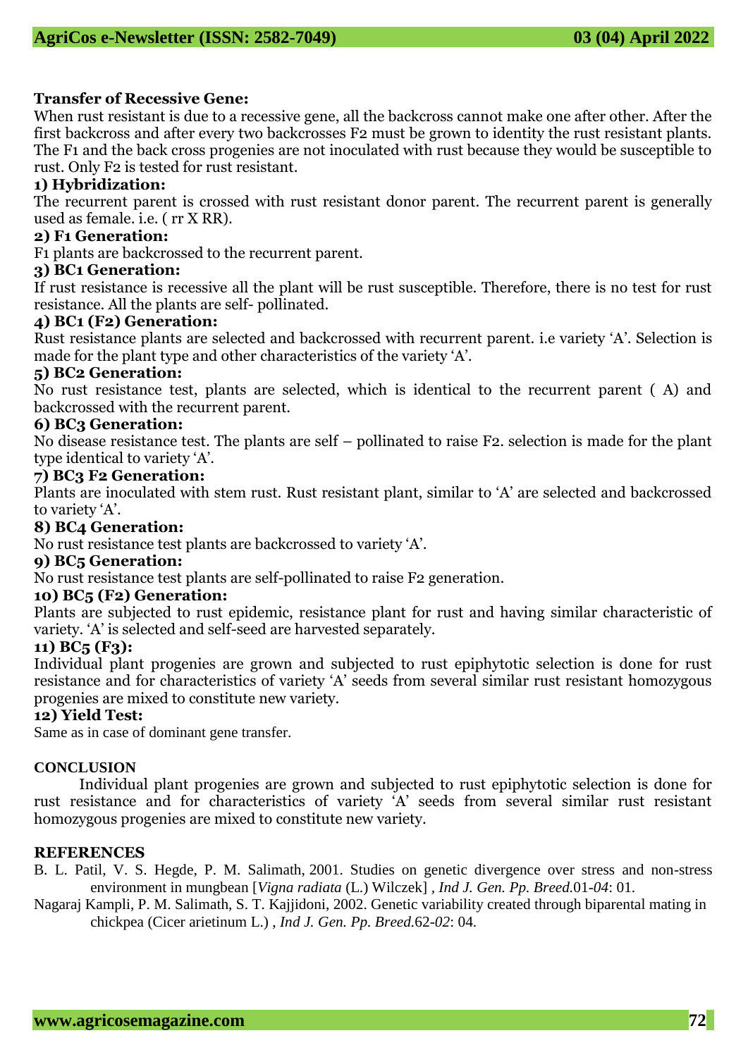**Transfer of Recessive Gene:**

When rust resistant is due to a recessive gene, all the backcross cannot make one after other. After the first backcross and after every two backcrosses F2 must be grown to identity the rust resistant plants. The F1 and the back cross progenies are not inoculated with rust because they would be susceptible to rust. Only F2 is tested for rust resistant.

**1) Hybridization:**

The recurrent parent is crossed with rust resistant donor parent. The recurrent parent is generally used as female. i.e. ( rr X RR).

**2) F1 Generation:**

F1 plants are backcrossed to the recurrent parent.

**3) BC1 Generation:**

If rust resistance is recessive all the plant will be rust susceptible. Therefore, there is no test for rust resistance. All the plants are self- pollinated.

**4) BC1 (F2) Generation:**

Rust resistance plants are selected and backcrossed with recurrent parent. i.e variety 'A'. Selection is made for the plant type and other characteristics of the variety 'A'.

**5) BC2 Generation:**

No rust resistance test, plants are selected, which is identical to the recurrent parent ( A) and backcrossed with the recurrent parent.

**6) BC3 Generation:**

No disease resistance test. The plants are self – pollinated to raise F2. selection is made for the plant type identical to variety 'A'.

**7) BC3 F2 Generation:**

Plants are inoculated with stem rust. Rust resistant plant, similar to 'A' are selected and backcrossed to variety 'A'.

**8) BC4 Generation:**

No rust resistance test plants are backcrossed to variety 'A'.

**9) BC5 Generation:**

No rust resistance test plants are self-pollinated to raise F2 generation.

**10) BC5 (F2) Generation:**

Plants are subjected to rust epidemic, resistance plant for rust and having similar characteristic of variety. 'A' is selected and self-seed are harvested separately.

**11) BC5 (F3):**

Individual plant progenies are grown and subjected to rust epiphytotic selection is done for rust resistance and for characteristics of variety 'A' seeds from several similar rust resistant homozygous progenies are mixed to constitute new variety.

**12) Yield Test:**

Same as in case of dominant gene transfer.

## CONCLUSION

Individual plant progenies are grown and subjected to rust epiphytotic selection is done for rust resistance and for characteristics of variety 'A' seeds from several similar rust resistant homozygous progenies are mixed to constitute new variety.

## REFERENCES

B. L. Patil, V. S. Hegde, P. M. Salimath, 2001. Studies on genetic divergence over stress and non-stress environment in mungbean [*Vigna radiata* (L.) Wilczek] , *Ind J. Gen. Pp. Breed.*01-*04*: 01.

Nagaraj Kampli, P. M. Salimath, S. T. Kajjidoni, 2002. Genetic variability created through biparental mating in chickpea (Cicer arietinum L.) , *Ind J. Gen. Pp. Breed.*62-*02*: 04.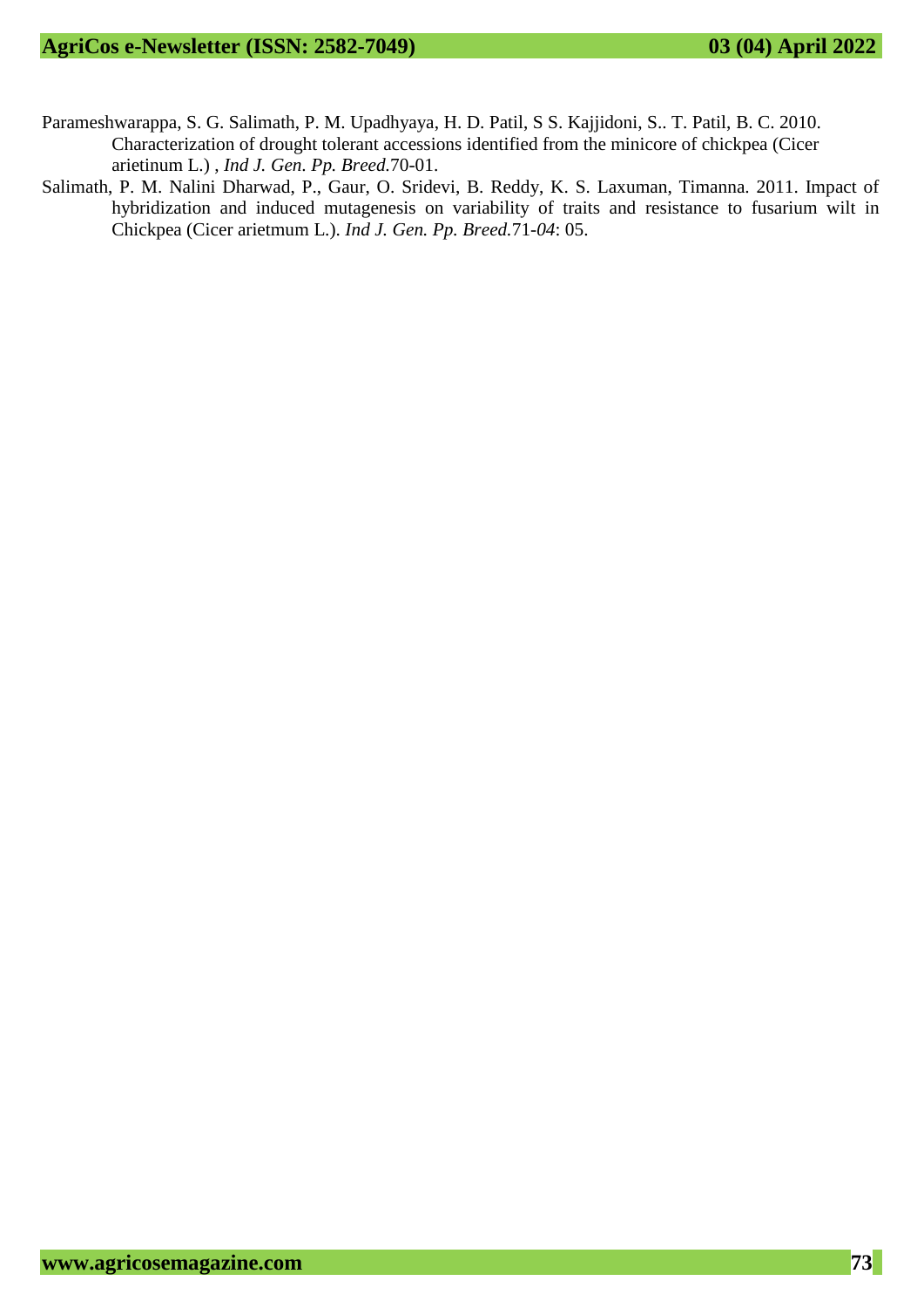Parameshwarappa, S. G. Salimath, P. M. Upadhyaya, H. D. Patil, S S. Kajjidoni, S.. T. Patil, B. C. 2010. Characterization of drought tolerant accessions identified from the minicore of chickpea (Cicer arietinum L.) , *Ind J. Gen. Pp. Breed.*70-01.

Salimath, P. M. Nalini Dharwad, P., Gaur, O. Sridevi, B. Reddy, K. S. Laxuman, Timanna. 2011. Impact of hybridization and induced mutagenesis on variability of traits and resistance to fusarium wilt in Chickpea (Cicer arietmum L.). *Ind J. Gen. Pp. Breed.*71-*04*: 05.